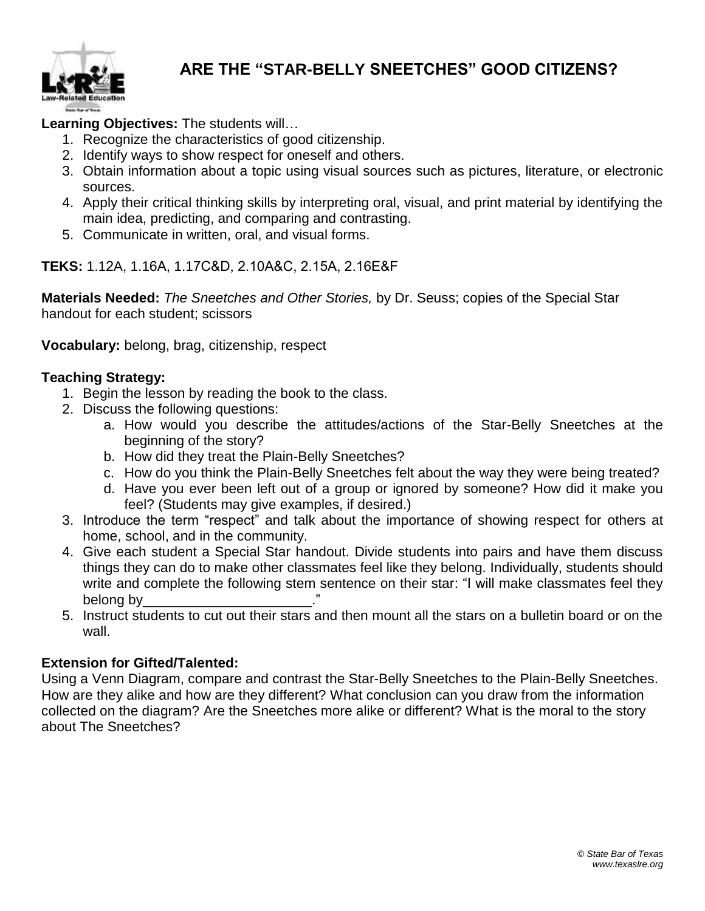# ARE THE "STAR-BELLY SNEETCHES" GOOD CITIZENS?

**Learning Objectives:** The students will…

1. Recognize the characteristics of good citizenship.
2. Identify ways to show respect for oneself and others.
3. Obtain information about a topic using visual sources such as pictures, literature, or electronic sources.
4. Apply their critical thinking skills by interpreting oral, visual, and print material by identifying the main idea, predicting, and comparing and contrasting.
5. Communicate in written, oral, and visual forms.

**TEKS:** 1.12A, 1.16A, 1.17C&D, 2.10A&C, 2.15A, 2.16E&F

**Materials Needed:** *The Sneetches and Other Stories,* by Dr. Seuss; copies of the Special Star handout for each student; scissors

**Vocabulary:** belong, brag, citizenship, respect

**Teaching Strategy:**

1. Begin the lesson by reading the book to the class.
2. Discuss the following questions:
   a. How would you describe the attitudes/actions of the Star-Belly Sneetches at the beginning of the story?
   b. How did they treat the Plain-Belly Sneetches?
   c. How do you think the Plain-Belly Sneetches felt about the way they were being treated?
   d. Have you ever been left out of a group or ignored by someone? How did it make you feel? (Students may give examples, if desired.)
3. Introduce the term "respect" and talk about the importance of showing respect for others at home, school, and in the community.
4. Give each student a Special Star handout. Divide students into pairs and have them discuss things they can do to make other classmates feel like they belong. Individually, students should write and complete the following stem sentence on their star: "I will make classmates feel they belong by______________________."
5. Instruct students to cut out their stars and then mount all the stars on a bulletin board or on the wall.

**Extension for Gifted/Talented:**

Using a Venn Diagram, compare and contrast the Star-Belly Sneetches to the Plain-Belly Sneetches. How are they alike and how are they different? What conclusion can you draw from the information collected on the diagram? Are the Sneetches more alike or different? What is the moral to the story about The Sneetches?

*© State Bar of Texas*
*www.texaslre.org*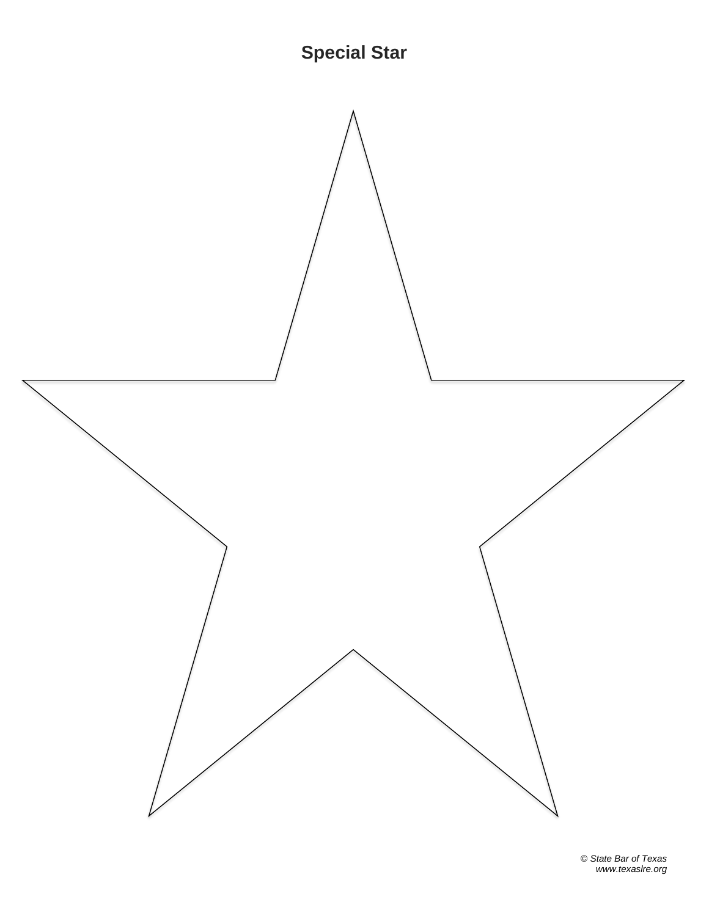# Special Star

© *State Bar of Texas*
*www.texaslre.org*